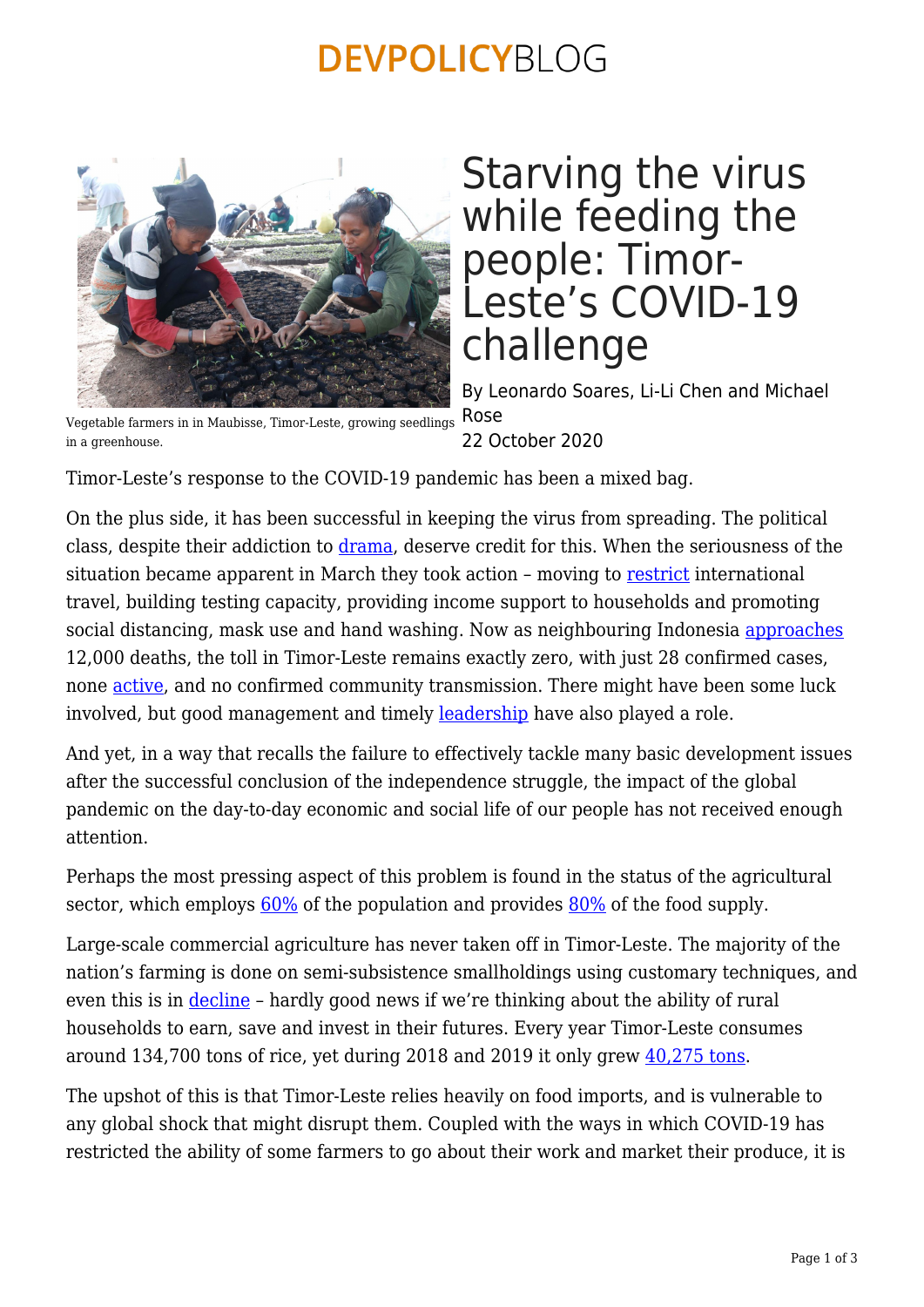# Starving the virus while feeding the people: Timor-Leste's COVID-19 challenge

Vegetable farmers in in Maubisse, Timor-Leste, growing seedlings in a greenhouse.

By Leonardo Soares, Li-Li Chen and Michael Rose

22 October 2020

Timor-Leste's response to the COVID-19 pandemic has been a mixed bag.

On the plus side, it has been successful in keeping the virus from spreading. The political class, despite their addiction to drama, deserve credit for this. When the seriousness of the situation became apparent in March they took action – moving to restrict international travel, building testing capacity, providing income support to households and promoting social distancing, mask use and hand washing. Now as neighbouring Indonesia approaches 12,000 deaths, the toll in Timor-Leste remains exactly zero, with just 28 confirmed cases, none active, and no confirmed community transmission. There might have been some luck involved, but good management and timely leadership have also played a role.

And yet, in a way that recalls the failure to effectively tackle many basic development issues after the successful conclusion of the independence struggle, the impact of the global pandemic on the day-to-day economic and social life of our people has not received enough attention.

Perhaps the most pressing aspect of this problem is found in the status of the agricultural sector, which employs 60% of the population and provides 80% of the food supply.

Large-scale commercial agriculture has never taken off in Timor-Leste. The majority of the nation's farming is done on semi-subsistence smallholdings using customary techniques, and even this is in decline – hardly good news if we're thinking about the ability of rural households to earn, save and invest in their futures. Every year Timor-Leste consumes around 134,700 tons of rice, yet during 2018 and 2019 it only grew 40,275 tons.

The upshot of this is that Timor-Leste relies heavily on food imports, and is vulnerable to any global shock that might disrupt them. Coupled with the ways in which COVID-19 has restricted the ability of some farmers to go about their work and market their produce, it is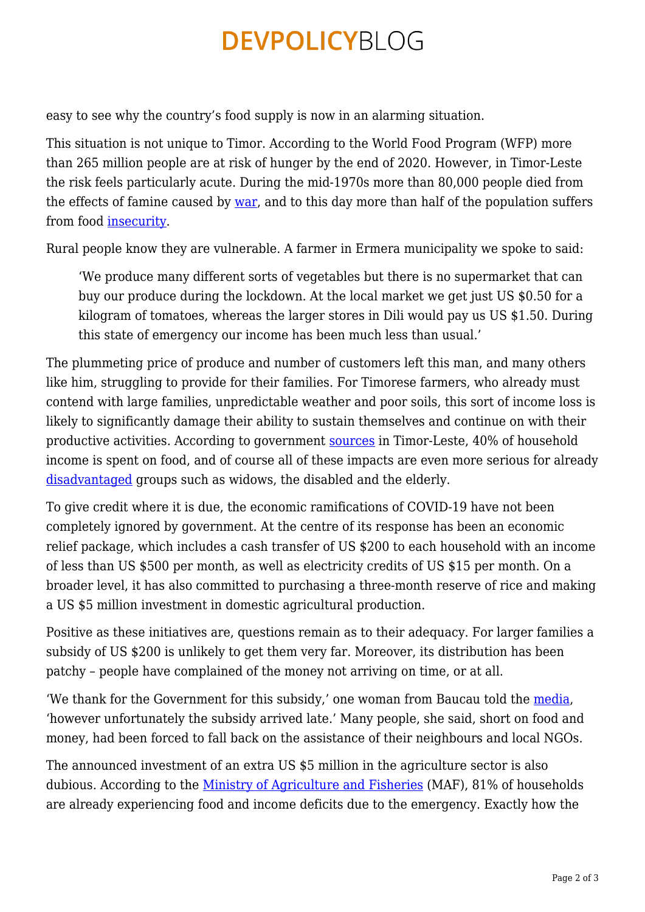easy to see why the country's food supply is now in an alarming situation.

This situation is not unique to Timor. According to the World Food Program (WFP) more than 265 million people are at risk of hunger by the end of 2020. However, in Timor-Leste the risk feels particularly acute. During the mid-1970s more than 80,000 people died from the effects of famine caused by war, and to this day more than half of the population suffers from food insecurity.

Rural people know they are vulnerable. A farmer in Ermera municipality we spoke to said:

> 'We produce many different sorts of vegetables but there is no supermarket that can buy our produce during the lockdown. At the local market we get just US $0.50 for a kilogram of tomatoes, whereas the larger stores in Dili would pay us US $1.50. During this state of emergency our income has been much less than usual.'

The plummeting price of produce and number of customers left this man, and many others like him, struggling to provide for their families. For Timorese farmers, who already must contend with large families, unpredictable weather and poor soils, this sort of income loss is likely to significantly damage their ability to sustain themselves and continue on with their productive activities. According to government sources in Timor-Leste, 40% of household income is spent on food, and of course all of these impacts are even more serious for already disadvantaged groups such as widows, the disabled and the elderly.

To give credit where it is due, the economic ramifications of COVID-19 have not been completely ignored by government. At the centre of its response has been an economic relief package, which includes a cash transfer of US $200 to each household with an income of less than US $500 per month, as well as electricity credits of US $15 per month. On a broader level, it has also committed to purchasing a three-month reserve of rice and making a US $5 million investment in domestic agricultural production.

Positive as these initiatives are, questions remain as to their adequacy. For larger families a subsidy of US $200 is unlikely to get them very far. Moreover, its distribution has been patchy – people have complained of the money not arriving on time, or at all.

'We thank for the Government for this subsidy,' one woman from Baucau told the media, 'however unfortunately the subsidy arrived late.' Many people, she said, short on food and money, had been forced to fall back on the assistance of their neighbours and local NGOs.

The announced investment of an extra US $5 million in the agriculture sector is also dubious. According to the Ministry of Agriculture and Fisheries (MAF), 81% of households are already experiencing food and income deficits due to the emergency. Exactly how the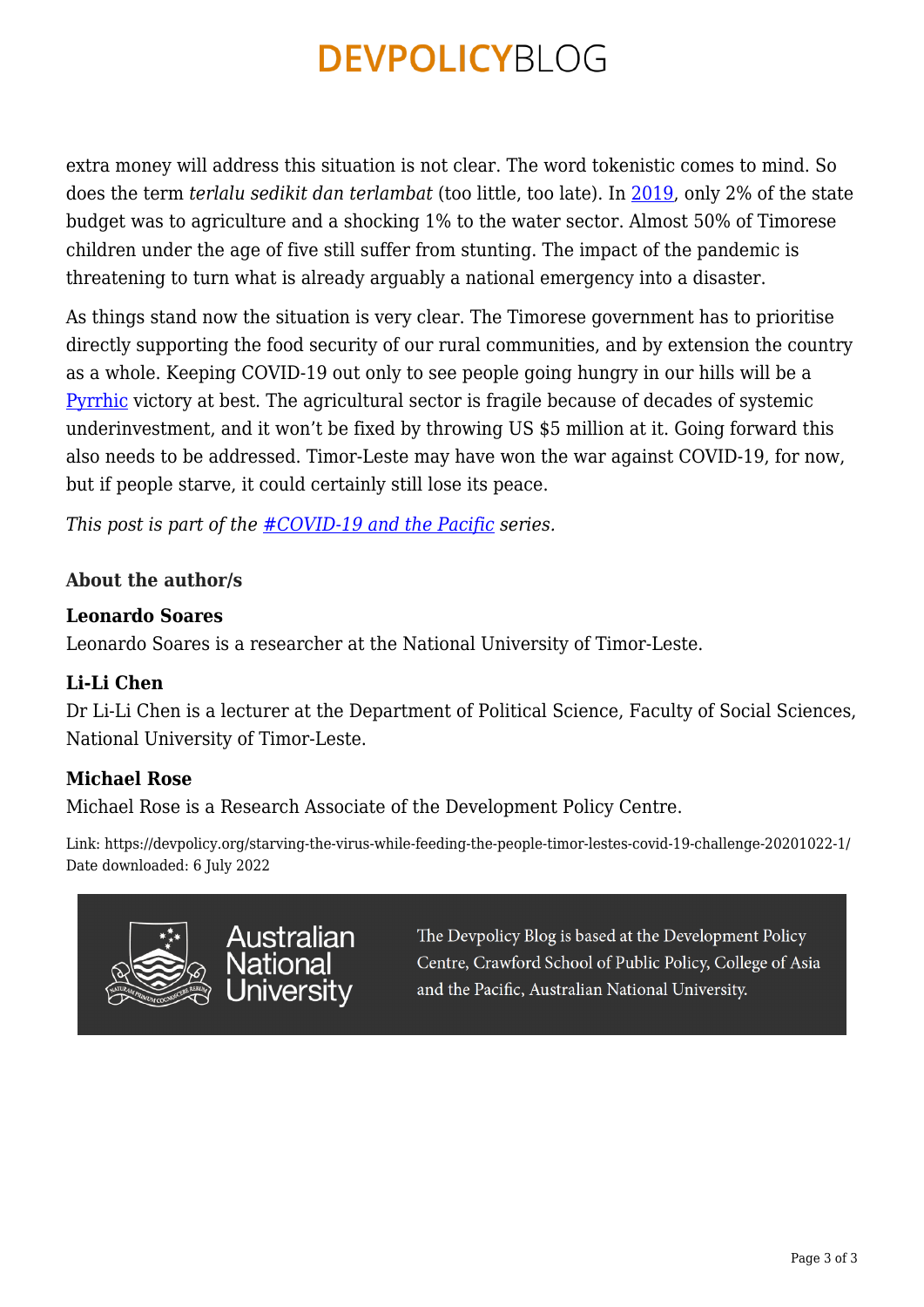extra money will address this situation is not clear. The word tokenistic comes to mind. So does the term *terlalu sedikit dan terlambat* (too little, too late). In 2019, only 2% of the state budget was to agriculture and a shocking 1% to the water sector. Almost 50% of Timorese children under the age of five still suffer from stunting. The impact of the pandemic is threatening to turn what is already arguably a national emergency into a disaster.

As things stand now the situation is very clear. The Timorese government has to prioritise directly supporting the food security of our rural communities, and by extension the country as a whole. Keeping COVID-19 out only to see people going hungry in our hills will be a Pyrrhic victory at best. The agricultural sector is fragile because of decades of systemic underinvestment, and it won't be fixed by throwing US $5 million at it. Going forward this also needs to be addressed. Timor-Leste may have won the war against COVID-19, for now, but if people starve, it could certainly still lose its peace.

*This post is part of the #COVID-19 and the Pacific series.*

**About the author/s**

**Leonardo Soares**
Leonardo Soares is a researcher at the National University of Timor-Leste.

**Li-Li Chen**
Dr Li-Li Chen is a lecturer at the Department of Political Science, Faculty of Social Sciences, National University of Timor-Leste.

**Michael Rose**
Michael Rose is a Research Associate of the Development Policy Centre.

Link: https://devpolicy.org/starving-the-virus-while-feeding-the-people-timor-lestes-covid-19-challenge-20201022-1/
Date downloaded: 6 July 2022

Australian National University

The Devpolicy Blog is based at the Development Policy Centre, Crawford School of Public Policy, College of Asia and the Pacific, Australian National University.